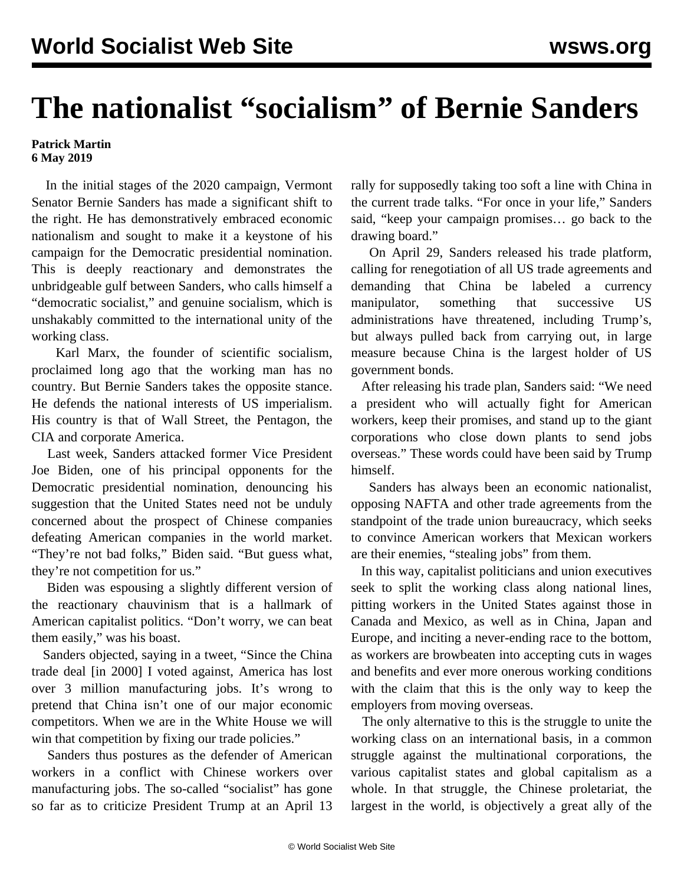# The nationalist "socialism" of Bernie Sanders

**Patrick Martin**
**6 May 2019**

In the initial stages of the 2020 campaign, Vermont Senator Bernie Sanders has made a significant shift to the right. He has demonstratively embraced economic nationalism and sought to make it a keystone of his campaign for the Democratic presidential nomination. This is deeply reactionary and demonstrates the unbridgeable gulf between Sanders, who calls himself a "democratic socialist," and genuine socialism, which is unshakably committed to the international unity of the working class.

Karl Marx, the founder of scientific socialism, proclaimed long ago that the working man has no country. But Bernie Sanders takes the opposite stance. He defends the national interests of US imperialism. His country is that of Wall Street, the Pentagon, the CIA and corporate America.

Last week, Sanders attacked former Vice President Joe Biden, one of his principal opponents for the Democratic presidential nomination, denouncing his suggestion that the United States need not be unduly concerned about the prospect of Chinese companies defeating American companies in the world market. "They're not bad folks," Biden said. "But guess what, they're not competition for us."

Biden was espousing a slightly different version of the reactionary chauvinism that is a hallmark of American capitalist politics. "Don't worry, we can beat them easily," was his boast.

Sanders objected, saying in a tweet, "Since the China trade deal [in 2000] I voted against, America has lost over 3 million manufacturing jobs. It's wrong to pretend that China isn't one of our major economic competitors. When we are in the White House we will win that competition by fixing our trade policies."

Sanders thus postures as the defender of American workers in a conflict with Chinese workers over manufacturing jobs. The so-called "socialist" has gone so far as to criticize President Trump at an April 13 rally for supposedly taking too soft a line with China in the current trade talks. "For once in your life," Sanders said, "keep your campaign promises… go back to the drawing board."

On April 29, Sanders released his trade platform, calling for renegotiation of all US trade agreements and demanding that China be labeled a currency manipulator, something that successive US administrations have threatened, including Trump's, but always pulled back from carrying out, in large measure because China is the largest holder of US government bonds.

After releasing his trade plan, Sanders said: "We need a president who will actually fight for American workers, keep their promises, and stand up to the giant corporations who close down plants to send jobs overseas." These words could have been said by Trump himself.

Sanders has always been an economic nationalist, opposing NAFTA and other trade agreements from the standpoint of the trade union bureaucracy, which seeks to convince American workers that Mexican workers are their enemies, "stealing jobs" from them.

In this way, capitalist politicians and union executives seek to split the working class along national lines, pitting workers in the United States against those in Canada and Mexico, as well as in China, Japan and Europe, and inciting a never-ending race to the bottom, as workers are browbeaten into accepting cuts in wages and benefits and ever more onerous working conditions with the claim that this is the only way to keep the employers from moving overseas.

The only alternative to this is the struggle to unite the working class on an international basis, in a common struggle against the multinational corporations, the various capitalist states and global capitalism as a whole. In that struggle, the Chinese proletariat, the largest in the world, is objectively a great ally of the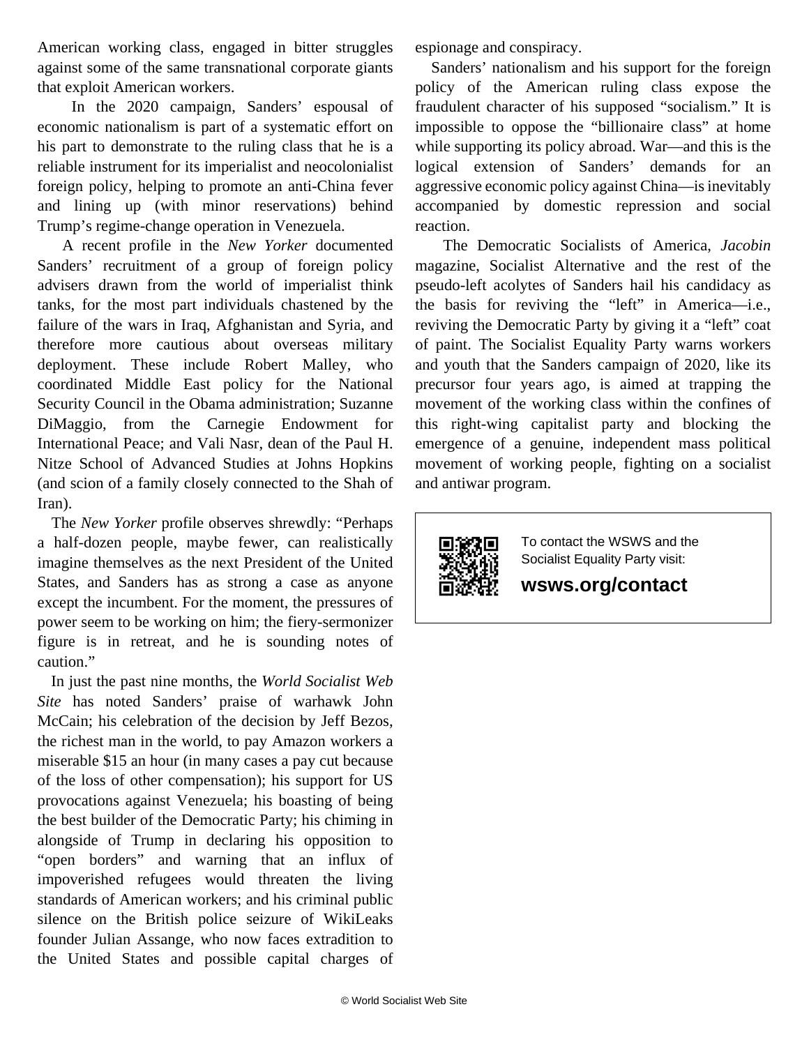American working class, engaged in bitter struggles against some of the same transnational corporate giants that exploit American workers.

In the 2020 campaign, Sanders' espousal of economic nationalism is part of a systematic effort on his part to demonstrate to the ruling class that he is a reliable instrument for its imperialist and neocolonialist foreign policy, helping to promote an anti-China fever and lining up (with minor reservations) behind Trump's regime-change operation in Venezuela.

A recent profile in the *New Yorker* documented Sanders' recruitment of a group of foreign policy advisers drawn from the world of imperialist think tanks, for the most part individuals chastened by the failure of the wars in Iraq, Afghanistan and Syria, and therefore more cautious about overseas military deployment. These include Robert Malley, who coordinated Middle East policy for the National Security Council in the Obama administration; Suzanne DiMaggio, from the Carnegie Endowment for International Peace; and Vali Nasr, dean of the Paul H. Nitze School of Advanced Studies at Johns Hopkins (and scion of a family closely connected to the Shah of Iran).

The *New Yorker* profile observes shrewdly: "Perhaps a half-dozen people, maybe fewer, can realistically imagine themselves as the next President of the United States, and Sanders has as strong a case as anyone except the incumbent. For the moment, the pressures of power seem to be working on him; the fiery-sermonizer figure is in retreat, and he is sounding notes of caution."

In just the past nine months, the *World Socialist Web Site* has noted Sanders' praise of warhawk John McCain; his celebration of the decision by Jeff Bezos, the richest man in the world, to pay Amazon workers a miserable $15 an hour (in many cases a pay cut because of the loss of other compensation); his support for US provocations against Venezuela; his boasting of being the best builder of the Democratic Party; his chiming in alongside of Trump in declaring his opposition to "open borders" and warning that an influx of impoverished refugees would threaten the living standards of American workers; and his criminal public silence on the British police seizure of WikiLeaks founder Julian Assange, who now faces extradition to the United States and possible capital charges of espionage and conspiracy.

Sanders' nationalism and his support for the foreign policy of the American ruling class expose the fraudulent character of his supposed "socialism." It is impossible to oppose the "billionaire class" at home while supporting its policy abroad. War—and this is the logical extension of Sanders' demands for an aggressive economic policy against China—is inevitably accompanied by domestic repression and social reaction.

The Democratic Socialists of America, *Jacobin* magazine, Socialist Alternative and the rest of the pseudo-left acolytes of Sanders hail his candidacy as the basis for reviving the "left" in America—i.e., reviving the Democratic Party by giving it a "left" coat of paint. The Socialist Equality Party warns workers and youth that the Sanders campaign of 2020, like its precursor four years ago, is aimed at trapping the movement of the working class within the confines of this right-wing capitalist party and blocking the emergence of a genuine, independent mass political movement of working people, fighting on a socialist and antiwar program.

To contact the WSWS and the Socialist Equality Party visit:

**wsws.org/contact**